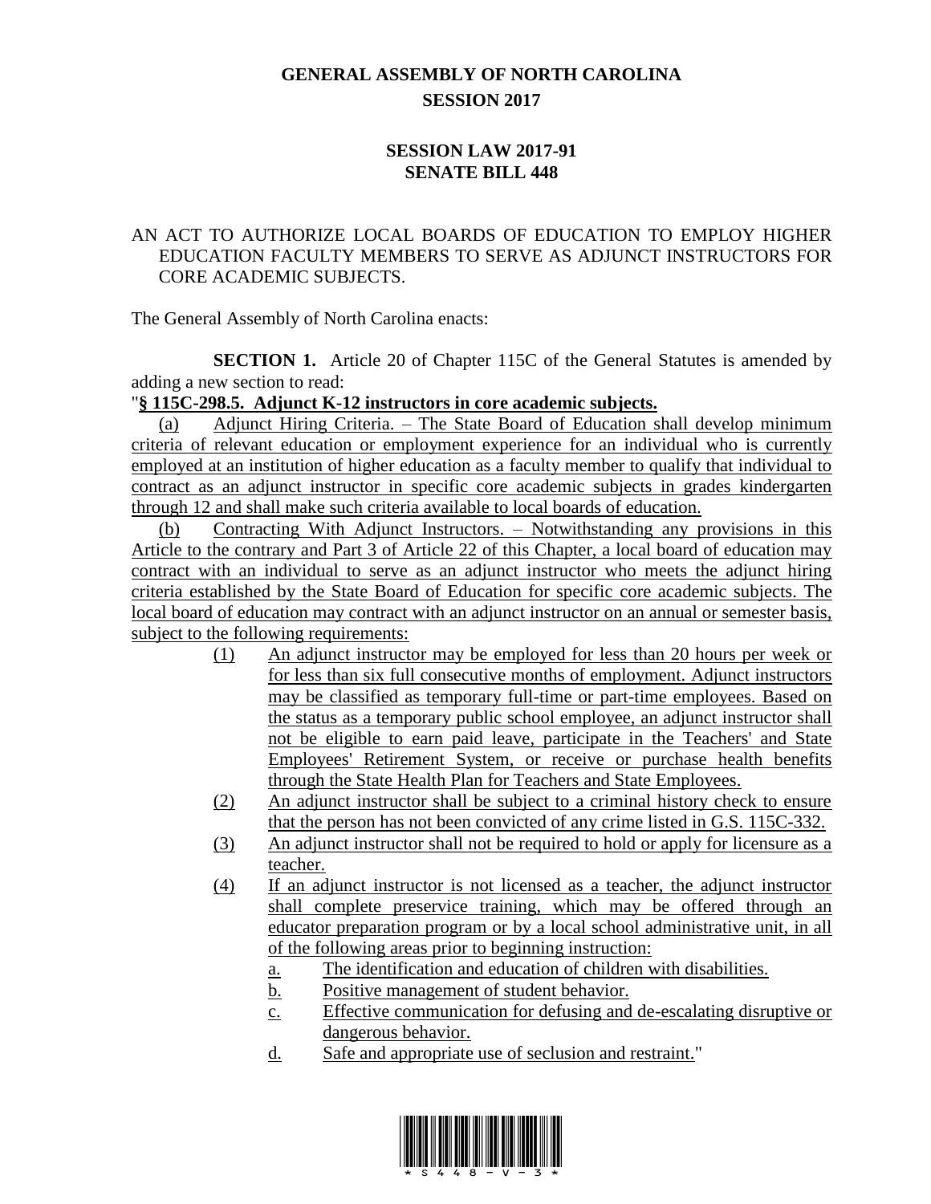# GENERAL ASSEMBLY OF NORTH CAROLINA
## SESSION 2017

## SESSION LAW 2017-91
## SENATE BILL 448

AN ACT TO AUTHORIZE LOCAL BOARDS OF EDUCATION TO EMPLOY HIGHER EDUCATION FACULTY MEMBERS TO SERVE AS ADJUNCT INSTRUCTORS FOR CORE ACADEMIC SUBJECTS.

The General Assembly of North Carolina enacts:

**SECTION 1.** Article 20 of Chapter 115C of the General Statutes is amended by adding a new section to read:

"**§ 115C-298.5. Adjunct K-12 instructors in core academic subjects.**

(a) Adjunct Hiring Criteria. – The State Board of Education shall develop minimum criteria of relevant education or employment experience for an individual who is currently employed at an institution of higher education as a faculty member to qualify that individual to contract as an adjunct instructor in specific core academic subjects in grades kindergarten through 12 and shall make such criteria available to local boards of education.

(b) Contracting With Adjunct Instructors. – Notwithstanding any provisions in this Article to the contrary and Part 3 of Article 22 of this Chapter, a local board of education may contract with an individual to serve as an adjunct instructor who meets the adjunct hiring criteria established by the State Board of Education for specific core academic subjects. The local board of education may contract with an adjunct instructor on an annual or semester basis, subject to the following requirements:

(1) An adjunct instructor may be employed for less than 20 hours per week or for less than six full consecutive months of employment. Adjunct instructors may be classified as temporary full-time or part-time employees. Based on the status as a temporary public school employee, an adjunct instructor shall not be eligible to earn paid leave, participate in the Teachers' and State Employees' Retirement System, or receive or purchase health benefits through the State Health Plan for Teachers and State Employees.

(2) An adjunct instructor shall be subject to a criminal history check to ensure that the person has not been convicted of any crime listed in G.S. 115C-332.

(3) An adjunct instructor shall not be required to hold or apply for licensure as a teacher.

(4) If an adjunct instructor is not licensed as a teacher, the adjunct instructor shall complete preservice training, which may be offered through an educator preparation program or by a local school administrative unit, in all of the following areas prior to beginning instruction:

a. The identification and education of children with disabilities.

b. Positive management of student behavior.

c. Effective communication for defusing and de-escalating disruptive or dangerous behavior.

d. Safe and appropriate use of seclusion and restraint."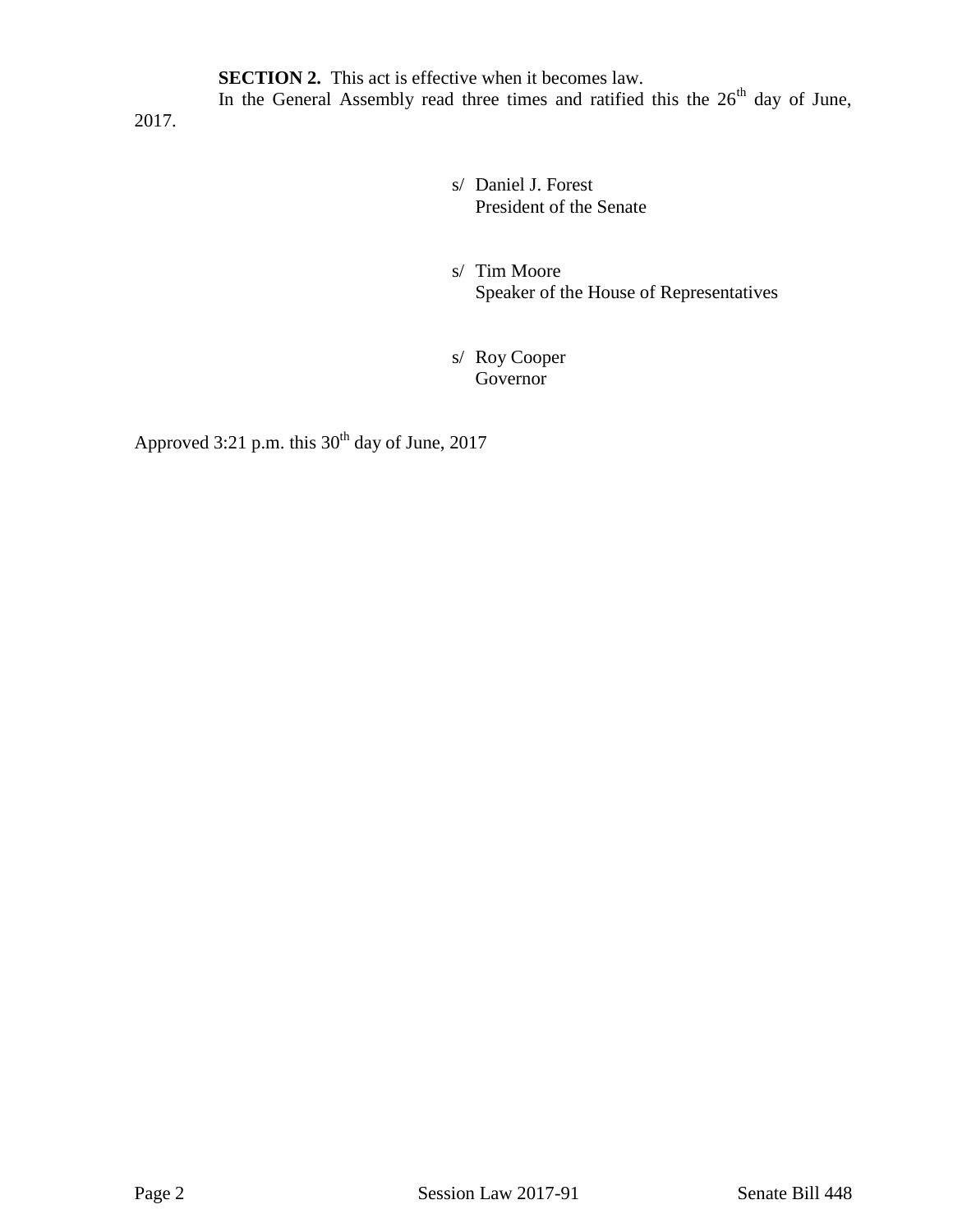**SECTION 2.** This act is effective when it becomes law.

In the General Assembly read three times and ratified this the 26th day of June, 2017.

s/ Daniel J. Forest
President of the Senate

s/ Tim Moore
Speaker of the House of Representatives

s/ Roy Cooper
Governor

Approved 3:21 p.m. this 30th day of June, 2017